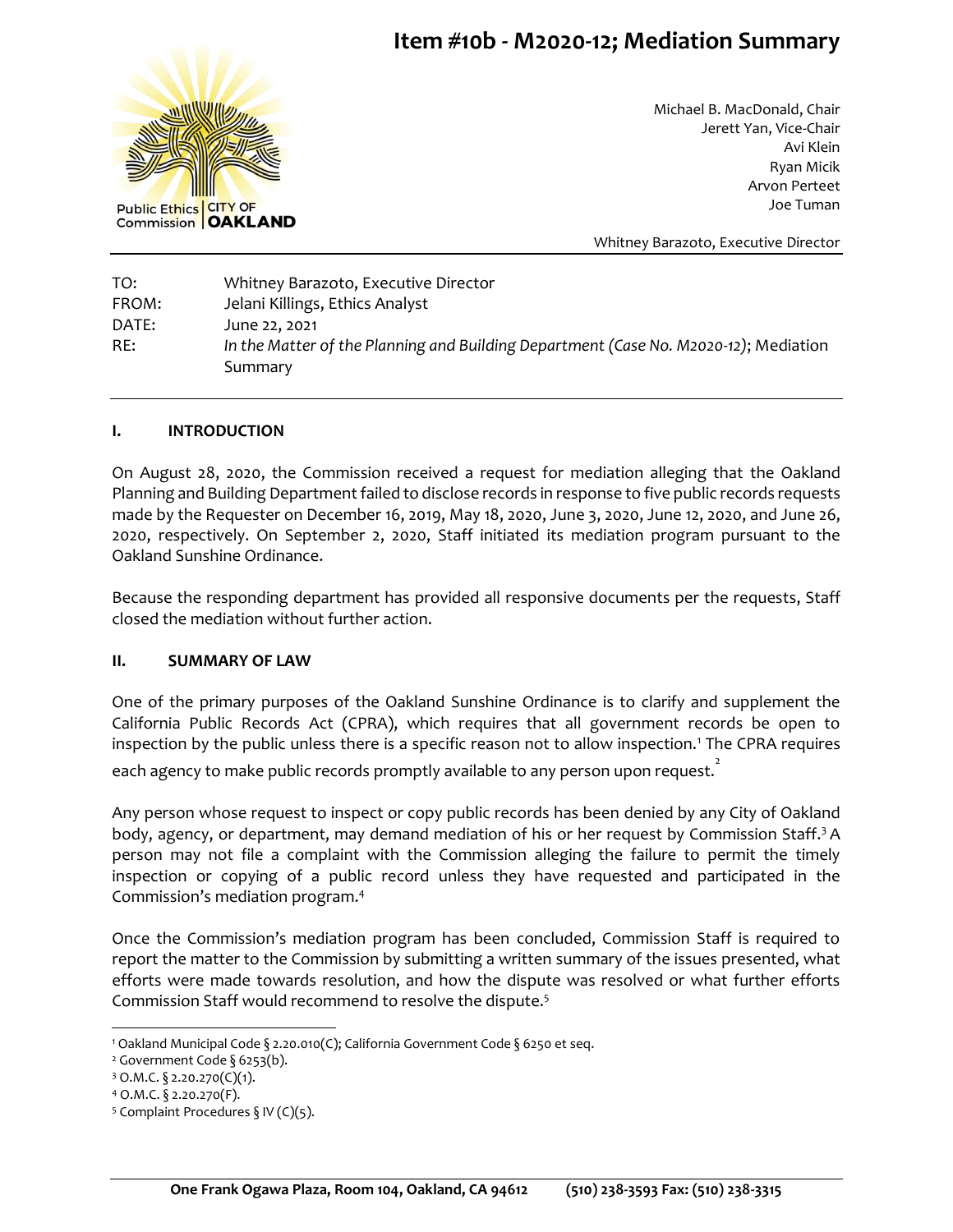# Item #10b - M2020-12; Mediation Summary

Public Ethics Commission | CITY OF OAKLAND

Michael B. MacDonald, Chair
Jerett Yan, Vice-Chair
Avi Klein
Ryan Micik
Arvon Perteet
Joe Tuman

Whitney Barazoto, Executive Director

TO: Whitney Barazoto, Executive Director
FROM: Jelani Killings, Ethics Analyst
DATE: June 22, 2021
RE: *In the Matter of the Planning and Building Department (Case No. M2020-12)*; Mediation Summary

## I. INTRODUCTION

On August 28, 2020, the Commission received a request for mediation alleging that the Oakland Planning and Building Department failed to disclose records in response to five public records requests made by the Requester on December 16, 2019, May 18, 2020, June 3, 2020, June 12, 2020, and June 26, 2020, respectively. On September 2, 2020, Staff initiated its mediation program pursuant to the Oakland Sunshine Ordinance.

Because the responding department has provided all responsive documents per the requests, Staff closed the mediation without further action.

## II. SUMMARY OF LAW

One of the primary purposes of the Oakland Sunshine Ordinance is to clarify and supplement the California Public Records Act (CPRA), which requires that all government records be open to inspection by the public unless there is a specific reason not to allow inspection.[1] The CPRA requires each agency to make public records promptly available to any person upon request.[2]

Any person whose request to inspect or copy public records has been denied by any City of Oakland body, agency, or department, may demand mediation of his or her request by Commission Staff.[3] A person may not file a complaint with the Commission alleging the failure to permit the timely inspection or copying of a public record unless they have requested and participated in the Commission's mediation program.[4]

Once the Commission's mediation program has been concluded, Commission Staff is required to report the matter to the Commission by submitting a written summary of the issues presented, what efforts were made towards resolution, and how the dispute was resolved or what further efforts Commission Staff would recommend to resolve the dispute.[5]

---

[1] Oakland Municipal Code § 2.20.010(C); California Government Code § 6250 et seq.
[2] Government Code § 6253(b).
[3] O.M.C. § 2.20.270(C)(1).
[4] O.M.C. § 2.20.270(F).
[5] Complaint Procedures § IV (C)(5).

One Frank Ogawa Plaza, Room 104, Oakland, CA 94612 (510) 238-3593 Fax: (510) 238-3315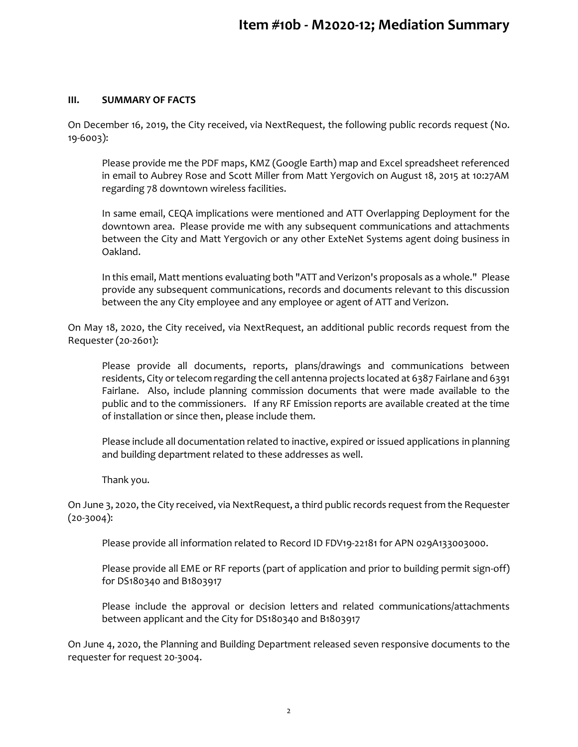### III. SUMMARY OF FACTS

On December 16, 2019, the City received, via NextRequest, the following public records request (No. 19-6003):

> Please provide me the PDF maps, KMZ (Google Earth) map and Excel spreadsheet referenced in email to Aubrey Rose and Scott Miller from Matt Yergovich on August 18, 2015 at 10:27AM regarding 78 downtown wireless facilities.
>
> In same email, CEQA implications were mentioned and ATT Overlapping Deployment for the downtown area. Please provide me with any subsequent communications and attachments between the City and Matt Yergovich or any other ExteNet Systems agent doing business in Oakland.
>
> In this email, Matt mentions evaluating both "ATT and Verizon's proposals as a whole." Please provide any subsequent communications, records and documents relevant to this discussion between the any City employee and any employee or agent of ATT and Verizon.

On May 18, 2020, the City received, via NextRequest, an additional public records request from the Requester (20-2601):

> Please provide all documents, reports, plans/drawings and communications between residents, City or telecom regarding the cell antenna projects located at 6387 Fairlane and 6391 Fairlane. Also, include planning commission documents that were made available to the public and to the commissioners. If any RF Emission reports are available created at the time of installation or since then, please include them.
>
> Please include all documentation related to inactive, expired or issued applications in planning and building department related to these addresses as well.
>
> Thank you.

On June 3, 2020, the City received, via NextRequest, a third public records request from the Requester (20-3004):

> Please provide all information related to Record ID FDV19-22181 for APN 029A133003000.
>
> Please provide all EME or RF reports (part of application and prior to building permit sign-off) for DS180340 and B1803917
>
> Please include the approval or decision letters and related communications/attachments between applicant and the City for DS180340 and B1803917

On June 4, 2020, the Planning and Building Department released seven responsive documents to the requester for request 20-3004.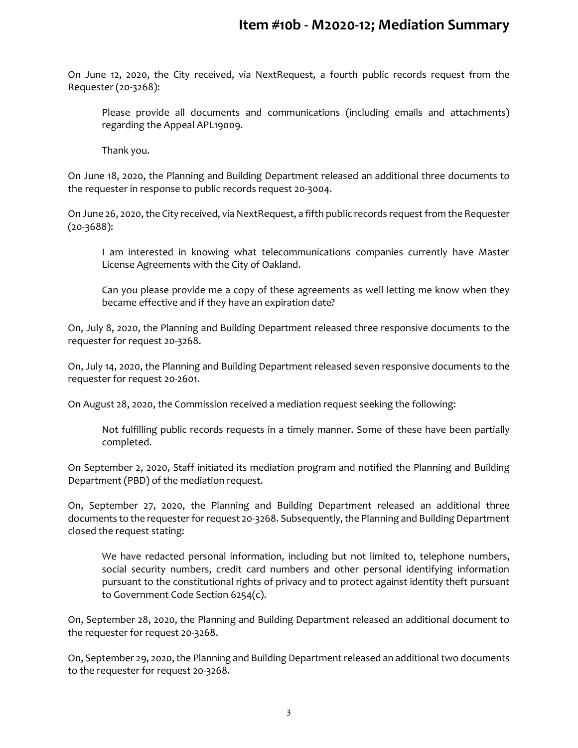On June 12, 2020, the City received, via NextRequest, a fourth public records request from the Requester (20-3268):

> Please provide all documents and communications (including emails and attachments) regarding the Appeal APL19009.
>
> Thank you.

On June 18, 2020, the Planning and Building Department released an additional three documents to the requester in response to public records request 20-3004.

On June 26, 2020, the City received, via NextRequest, a fifth public records request from the Requester (20-3688):

> I am interested in knowing what telecommunications companies currently have Master License Agreements with the City of Oakland.
>
> Can you please provide me a copy of these agreements as well letting me know when they became effective and if they have an expiration date?

On, July 8, 2020, the Planning and Building Department released three responsive documents to the requester for request 20-3268.

On, July 14, 2020, the Planning and Building Department released seven responsive documents to the requester for request 20-2601.

On August 28, 2020, the Commission received a mediation request seeking the following:

> Not fulfilling public records requests in a timely manner. Some of these have been partially completed.

On September 2, 2020, Staff initiated its mediation program and notified the Planning and Building Department (PBD) of the mediation request.

On, September 27, 2020, the Planning and Building Department released an additional three documents to the requester for request 20-3268. Subsequently, the Planning and Building Department closed the request stating:

> We have redacted personal information, including but not limited to, telephone numbers, social security numbers, credit card numbers and other personal identifying information pursuant to the constitutional rights of privacy and to protect against identity theft pursuant to Government Code Section 6254(c).

On, September 28, 2020, the Planning and Building Department released an additional document to the requester for request 20-3268.

On, September 29, 2020, the Planning and Building Department released an additional two documents to the requester for request 20-3268.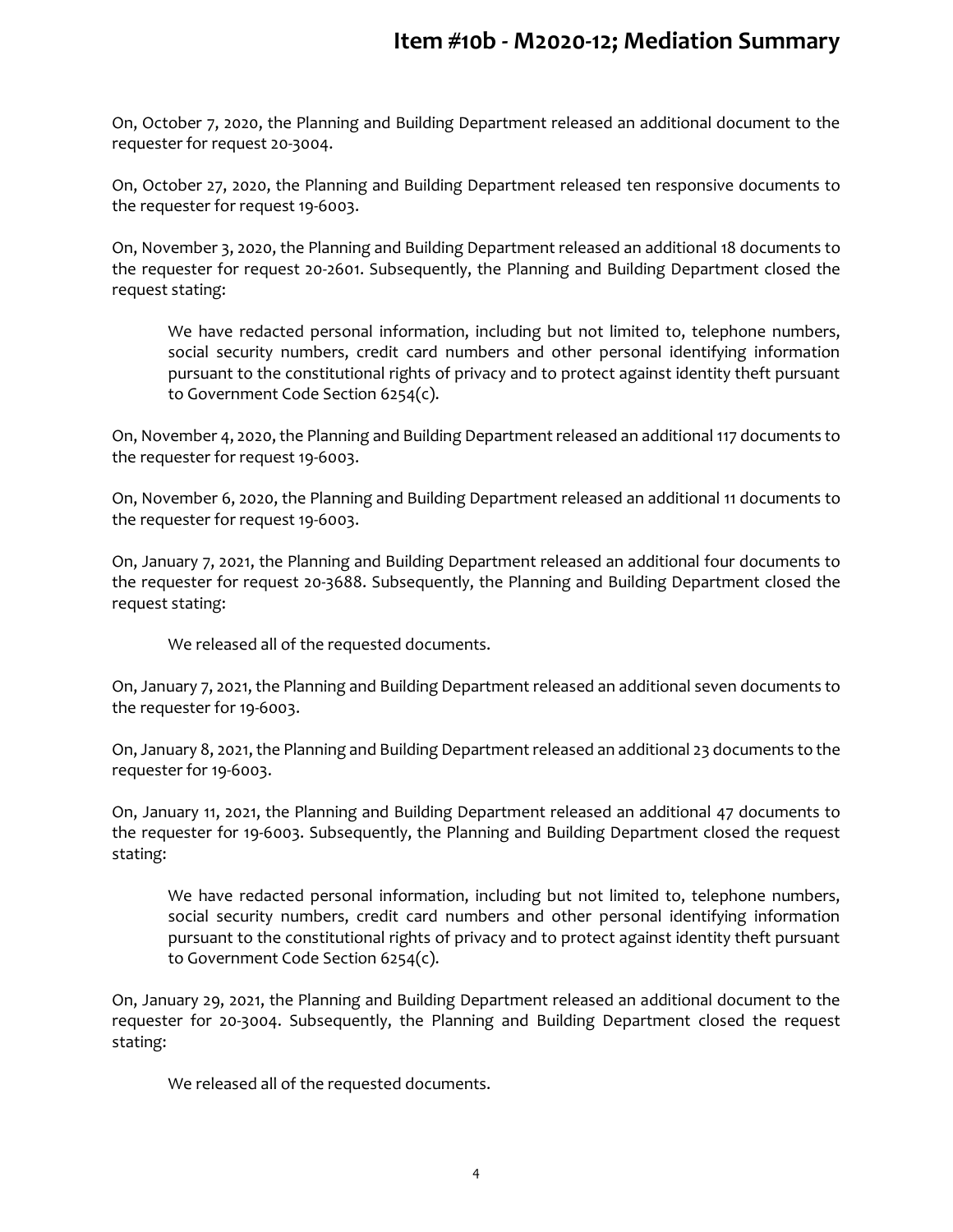On, October 7, 2020, the Planning and Building Department released an additional document to the requester for request 20-3004.

On, October 27, 2020, the Planning and Building Department released ten responsive documents to the requester for request 19-6003.

On, November 3, 2020, the Planning and Building Department released an additional 18 documents to the requester for request 20-2601. Subsequently, the Planning and Building Department closed the request stating:

> We have redacted personal information, including but not limited to, telephone numbers, social security numbers, credit card numbers and other personal identifying information pursuant to the constitutional rights of privacy and to protect against identity theft pursuant to Government Code Section 6254(c).

On, November 4, 2020, the Planning and Building Department released an additional 117 documents to the requester for request 19-6003.

On, November 6, 2020, the Planning and Building Department released an additional 11 documents to the requester for request 19-6003.

On, January 7, 2021, the Planning and Building Department released an additional four documents to the requester for request 20-3688. Subsequently, the Planning and Building Department closed the request stating:

> We released all of the requested documents.

On, January 7, 2021, the Planning and Building Department released an additional seven documents to the requester for 19-6003.

On, January 8, 2021, the Planning and Building Department released an additional 23 documents to the requester for 19-6003.

On, January 11, 2021, the Planning and Building Department released an additional 47 documents to the requester for 19-6003. Subsequently, the Planning and Building Department closed the request stating:

> We have redacted personal information, including but not limited to, telephone numbers, social security numbers, credit card numbers and other personal identifying information pursuant to the constitutional rights of privacy and to protect against identity theft pursuant to Government Code Section 6254(c).

On, January 29, 2021, the Planning and Building Department released an additional document to the requester for 20-3004. Subsequently, the Planning and Building Department closed the request stating:

> We released all of the requested documents.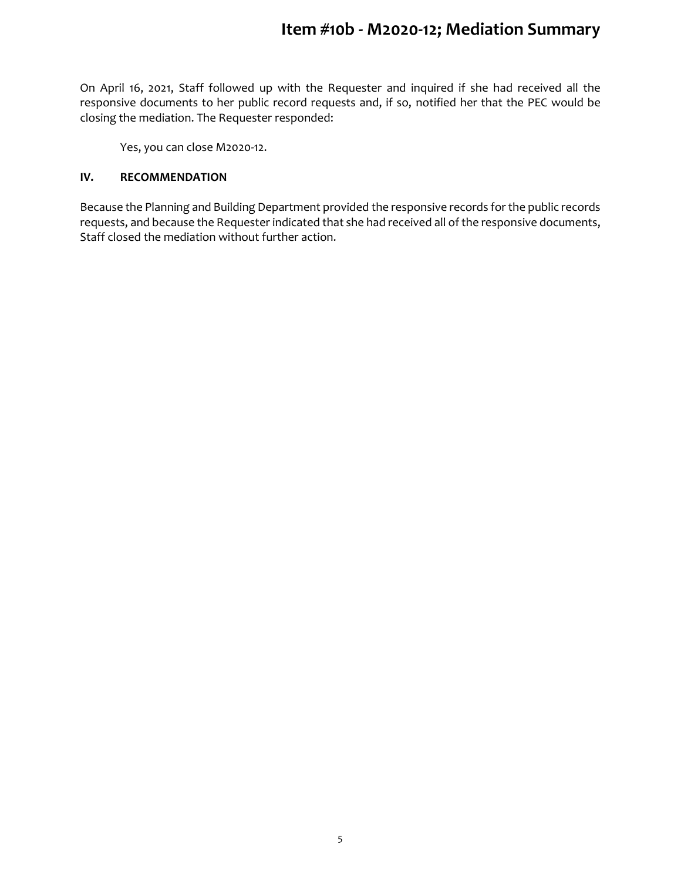On April 16, 2021, Staff followed up with the Requester and inquired if she had received all the responsive documents to her public record requests and, if so, notified her that the PEC would be closing the mediation. The Requester responded:

> Yes, you can close M2020-12.

## IV. RECOMMENDATION

Because the Planning and Building Department provided the responsive records for the public records requests, and because the Requester indicated that she had received all of the responsive documents, Staff closed the mediation without further action.